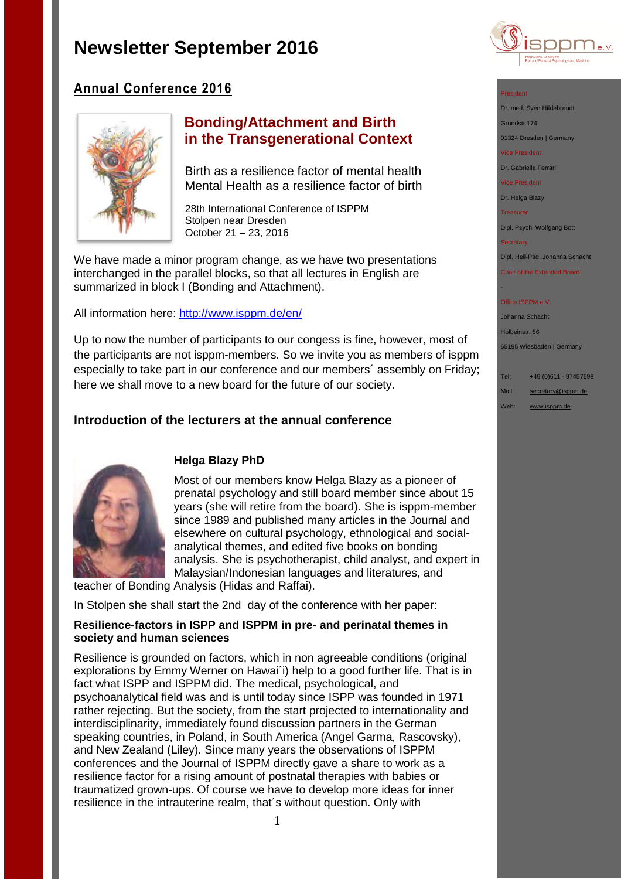# Newsletter September 2016

## Annual Conference 2016

### Bonding/Attachment and Birth in the Transgenerational Context

Birth as a resilience factor of mental health
Mental Health as a resilience factor of birth

28th International Conference of ISPPM
Stolpen near Dresden
October 21 – 23, 2016

We have made a minor program change, as we have two presentations interchanged in the parallel blocks, so that all lectures in English are summarized in block I (Bonding and Attachment).

All information here: http://www.isppm.de/en/

Up to now the number of participants to our congess is fine, however, most of the participants are not isppm-members. So we invite you as members of isppm especially to take part in our conference and our members´ assembly on Friday; here we shall move to a new board for the future of our society.

### Introduction of the lecturers at the annual conference

**Helga Blazy PhD**

Most of our members know Helga Blazy as a pioneer of prenatal psychology and still board member since about 15 years (she will retire from the board). She is isppm-member since 1989 and published many articles in the Journal and elsewhere on cultural psychology, ethnological and social-analytical themes, and edited five books on bonding analysis. She is psychotherapist, child analyst, and expert in Malaysian/Indonesian languages and literatures, and teacher of Bonding Analysis (Hidas and Raffai).

In Stolpen she shall start the 2nd day of the conference with her paper:

**Resilience-factors in ISPP and ISPPM in pre- and perinatal themes in society and human sciences**

Resilience is grounded on factors, which in non agreeable conditions (original explorations by Emmy Werner on Hawai´i) help to a good further life. That is in fact what ISPP and ISPPM did. The medical, psychological, and psychoanalytical field was and is until today since ISPP was founded in 1971 rather rejecting. But the society, from the start projected to internationality and interdisciplinarity, immediately found discussion partners in the German speaking countries, in Poland, in South America (Angel Garma, Rascovsky), and New Zealand (Liley). Since many years the observations of ISPPM conferences and the Journal of ISPPM directly gave a share to work as a resilience factor for a rising amount of postnatal therapies with babies or traumatized grown-ups. Of course we have to develop more ideas for inner resilience in the intrauterine realm, that´s without question. Only with

---

President
Dr. med. Sven Hildebrandt
Grundstr.174
01324 Dresden | Germany

Vice President
Dr. Gabriella Ferrari

Vice President
Dr. Helga Blazy

Treasurer
Dipl. Psych. Wolfgang Bott

Secretary
Dipl. Heil-Päd. Johanna Schacht

Chair of the Extended Board
-

Office ISPPM e.V.
Johanna Schacht
Holbeinstr. 56
65195 Wiesbaden | Germany

Tel: +49 (0)611 - 97457598
Mail: secretary@isppm.de
Web: www.isppm.de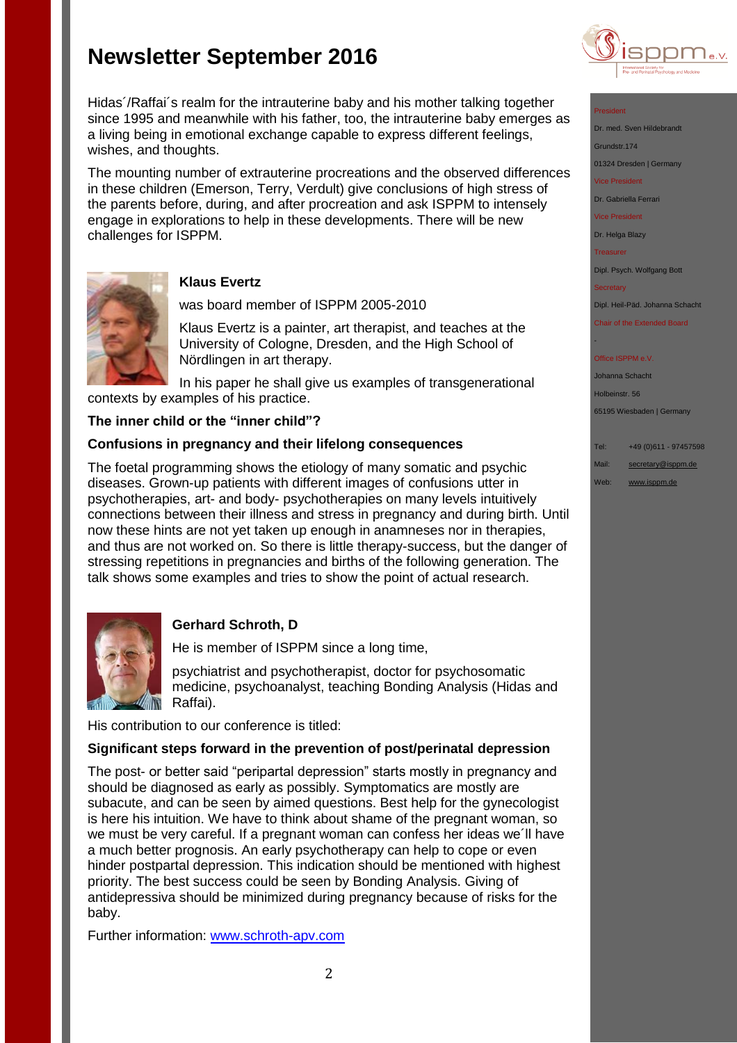# Newsletter September 2016

Hidas´/Raffai´s realm for the intrauterine baby and his mother talking together since 1995 and meanwhile with his father, too, the intrauterine baby emerges as a living being in emotional exchange capable to express different feelings, wishes, and thoughts.

The mounting number of extrauterine procreations and the observed differences in these children (Emerson, Terry, Verdult) give conclusions of high stress of the parents before, during, and after procreation and ask ISPPM to intensely engage in explorations to help in these developments. There will be new challenges for ISPPM.

**Klaus Evertz**

was board member of ISPPM 2005-2010

Klaus Evertz is a painter, art therapist, and teaches at the University of Cologne, Dresden, and the High School of Nördlingen in art therapy.

In his paper he shall give us examples of transgenerational contexts by examples of his practice.

**The inner child or the "inner child"?**

**Confusions in pregnancy and their lifelong consequences**

The foetal programming shows the etiology of many somatic and psychic diseases. Grown-up patients with different images of confusions utter in psychotherapies, art- and body- psychotherapies on many levels intuitively connections between their illness and stress in pregnancy and during birth. Until now these hints are not yet taken up enough in anamneses nor in therapies, and thus are not worked on. So there is little therapy-success, but the danger of stressing repetitions in pregnancies and births of the following generation. The talk shows some examples and tries to show the point of actual research.

**Gerhard Schroth, D**

He is member of ISPPM since a long time,

psychiatrist and psychotherapist, doctor for psychosomatic medicine, psychoanalyst, teaching Bonding Analysis (Hidas and Raffai).

His contribution to our conference is titled:

**Significant steps forward in the prevention of post/perinatal depression**

The post- or better said "peripartal depression" starts mostly in pregnancy and should be diagnosed as early as possibly. Symptomatics are mostly are subacute, and can be seen by aimed questions. Best help for the gynecologist is here his intuition. We have to think about shame of the pregnant woman, so we must be very careful. If a pregnant woman can confess her ideas we´ll have a much better prognosis. An early psychotherapy can help to cope or even hinder postpartal depression. This indication should be mentioned with highest priority. The best success could be seen by Bonding Analysis. Giving of antidepressiva should be minimized during pregnancy because of risks for the baby.

Further information: www.schroth-apv.com

President
Dr. med. Sven Hildebrandt
Grundstr.174
01324 Dresden | Germany
Vice President
Dr. Gabriella Ferrari
Vice President
Dr. Helga Blazy
Treasurer
Dipl. Psych. Wolfgang Bott
Secretary
Dipl. Heil-Päd. Johanna Schacht
Chair of the Extended Board
-
Office ISPPM e.V.
Johanna Schacht
Holbeinstr. 56
65195 Wiesbaden | Germany

Tel: +49 (0)611 - 97457598
Mail: secretary@isppm.de
Web: www.isppm.de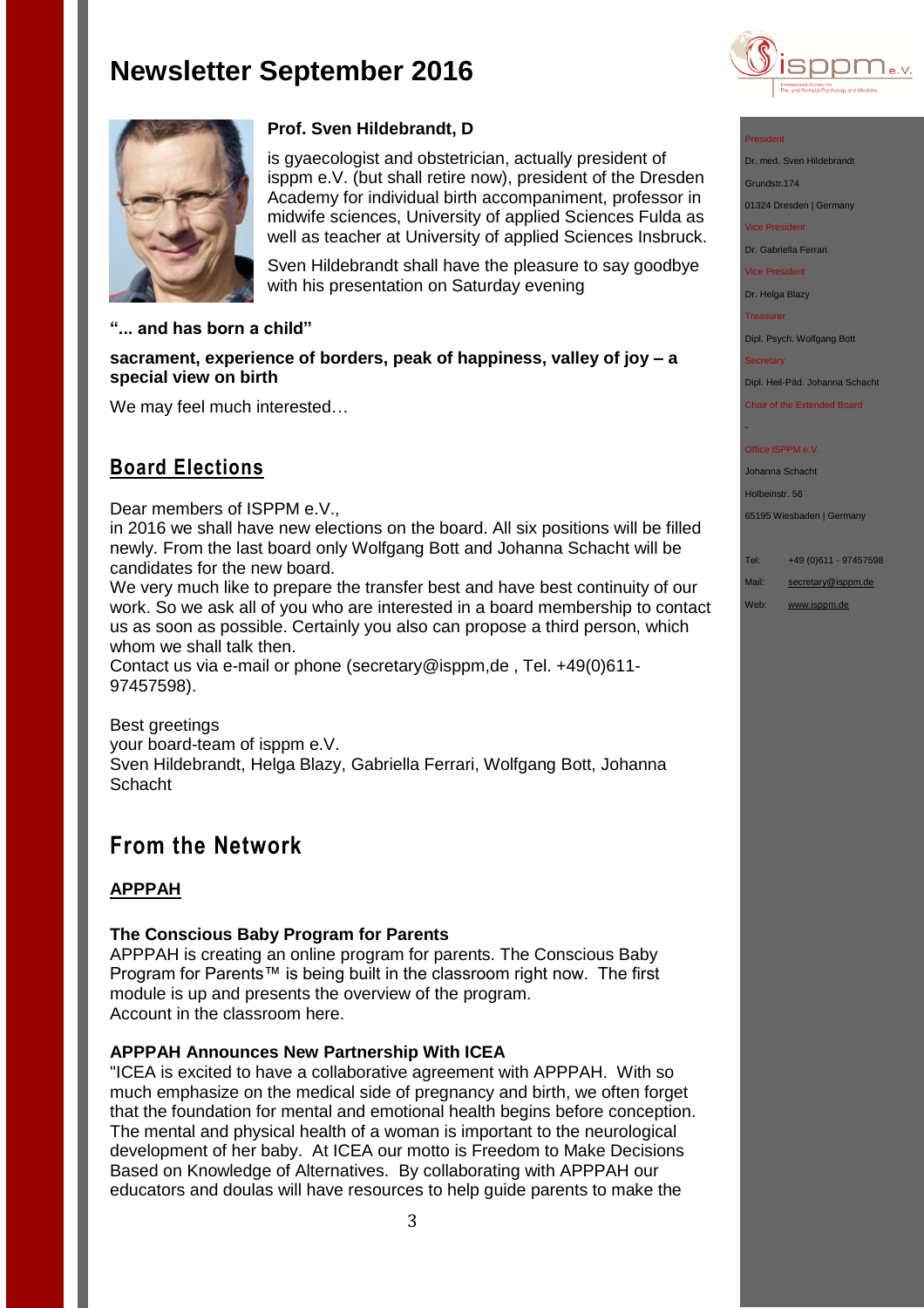# Newsletter September 2016

**Prof. Sven Hildebrandt, D**

is gyaecologist and obstetrician, actually president of isppm e.V. (but shall retire now), president of the Dresden Academy for individual birth accompaniment, professor in midwife sciences, University of applied Sciences Fulda as well as teacher at University of applied Sciences Insbruck.

Sven Hildebrandt shall have the pleasure to say goodbye with his presentation on Saturday evening

**"... and has born a child"**

**sacrament, experience of borders, peak of happiness, valley of joy – a special view on birth**

We may feel much interested…

## Board Elections

Dear members of ISPPM e.V.,
in 2016 we shall have new elections on the board. All six positions will be filled newly. From the last board only Wolfgang Bott and Johanna Schacht will be candidates for the new board.
We very much like to prepare the transfer best and have best continuity of our work. So we ask all of you who are interested in a board membership to contact us as soon as possible. Certainly you also can propose a third person, which whom we shall talk then.
Contact us via e-mail or phone (secretary@isppm,de , Tel. +49(0)611-97457598).

Best greetings
your board-team of isppm e.V.
Sven Hildebrandt, Helga Blazy, Gabriella Ferrari, Wolfgang Bott, Johanna Schacht

## From the Network

### APPPAH

**The Conscious Baby Program for Parents**
APPPAH is creating an online program for parents. The Conscious Baby Program for Parents™ is being built in the classroom right now. The first module is up and presents the overview of the program.
Account in the classroom here.

**APPPAH Announces New Partnership With ICEA**
"ICEA is excited to have a collaborative agreement with APPPAH. With so much emphasize on the medical side of pregnancy and birth, we often forget that the foundation for mental and emotional health begins before conception. The mental and physical health of a woman is important to the neurological development of her baby. At ICEA our motto is Freedom to Make Decisions Based on Knowledge of Alternatives. By collaborating with APPPAH our educators and doulas will have resources to help guide parents to make the

President
Dr. med. Sven Hildebrandt
Grundstr.174
01324 Dresden | Germany
Vice President
Dr. Gabriella Ferrari
Vice President
Dr. Helga Blazy
Treasurer
Dipl. Psych. Wolfgang Bott
Secretary
Dipl. Heil-Päd. Johanna Schacht
Chair of the Extended Board
-
Office ISPPM e.V.
Johanna Schacht
Holbeinstr. 56
65195 Wiesbaden | Germany

Tel: +49 (0)611 - 97457598
Mail: secretary@isppm.de
Web: www.isppm.de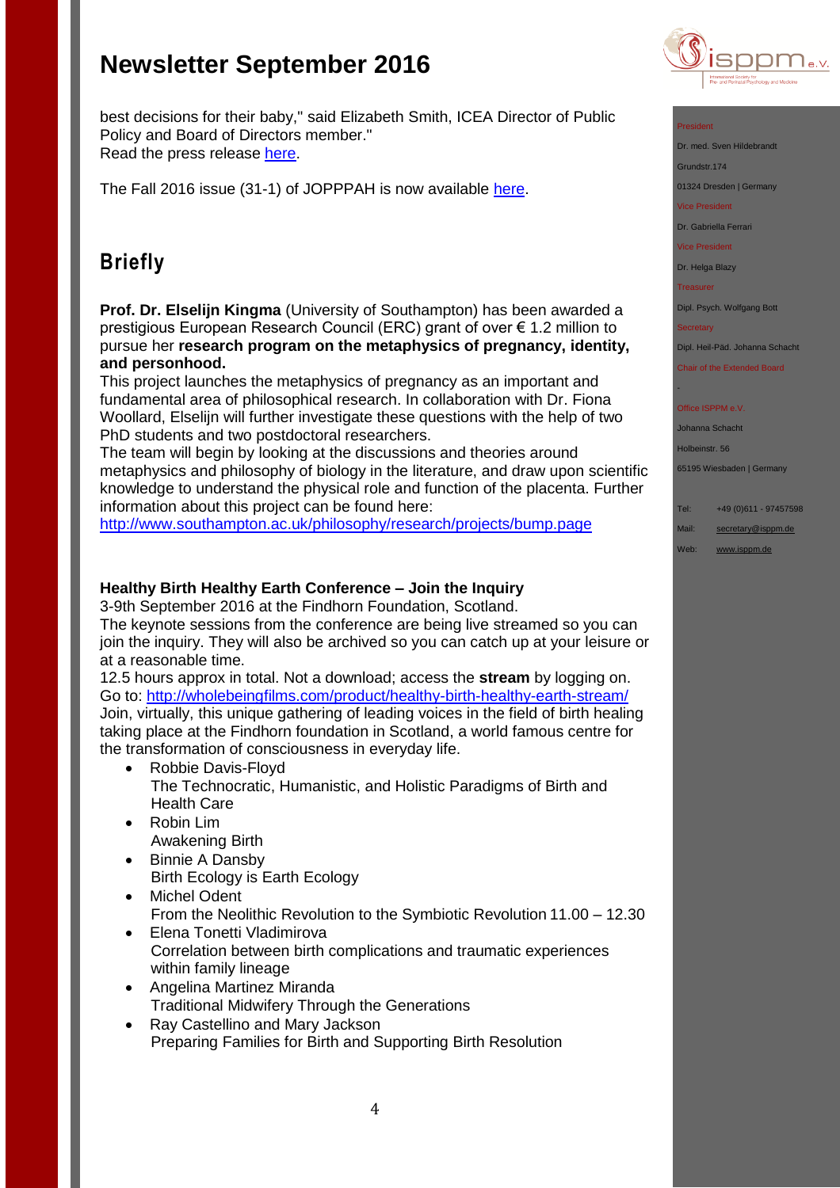best decisions for their baby," said Elizabeth Smith, ICEA Director of Public Policy and Board of Directors member."
Read the press release here.

The Fall 2016 issue (31-1) of JOPPPAH is now available here.

## Briefly

**Prof. Dr. Elselijn Kingma** (University of Southampton) has been awarded a prestigious European Research Council (ERC) grant of over € 1.2 million to pursue her **research program on the metaphysics of pregnancy, identity, and personhood.**
This project launches the metaphysics of pregnancy as an important and fundamental area of philosophical research. In collaboration with Dr. Fiona Woollard, Elselijn will further investigate these questions with the help of two PhD students and two postdoctoral researchers.
The team will begin by looking at the discussions and theories around metaphysics and philosophy of biology in the literature, and draw upon scientific knowledge to understand the physical role and function of the placenta. Further information about this project can be found here:
http://www.southampton.ac.uk/philosophy/research/projects/bump.page

**Healthy Birth Healthy Earth Conference – Join the Inquiry**
3-9th September 2016 at the Findhorn Foundation, Scotland.
The keynote sessions from the conference are being live streamed so you can join the inquiry. They will also be archived so you can catch up at your leisure or at a reasonable time.
12.5 hours approx in total. Not a download; access the **stream** by logging on.
Go to: http://wholebeingfilms.com/product/healthy-birth-healthy-earth-stream/
Join, virtually, this unique gathering of leading voices in the field of birth healing taking place at the Findhorn foundation in Scotland, a world famous centre for the transformation of consciousness in everyday life.

- Robbie Davis-Floyd
  The Technocratic, Humanistic, and Holistic Paradigms of Birth and Health Care
- Robin Lim
  Awakening Birth
- Binnie A Dansby
  Birth Ecology is Earth Ecology
- Michel Odent
  From the Neolithic Revolution to the Symbiotic Revolution 11.00 – 12.30
- Elena Tonetti Vladimirova
  Correlation between birth complications and traumatic experiences within family lineage
- Angelina Martinez Miranda
  Traditional Midwifery Through the Generations
- Ray Castellino and Mary Jackson
  Preparing Families for Birth and Supporting Birth Resolution

President
Dr. med. Sven Hildebrandt
Grundstr.174
01324 Dresden | Germany
Vice President
Dr. Gabriella Ferrari
Vice President
Dr. Helga Blazy
Treasurer
Dipl. Psych. Wolfgang Bott
Secretary
Dipl. Heil-Päd. Johanna Schacht
Chair of the Extended Board
-
Office ISPPM e.V.
Johanna Schacht
Holbeinstr. 56
65195 Wiesbaden | Germany

Tel: +49 (0)611 - 97457598
Mail: secretary@isppm.de
Web: www.isppm.de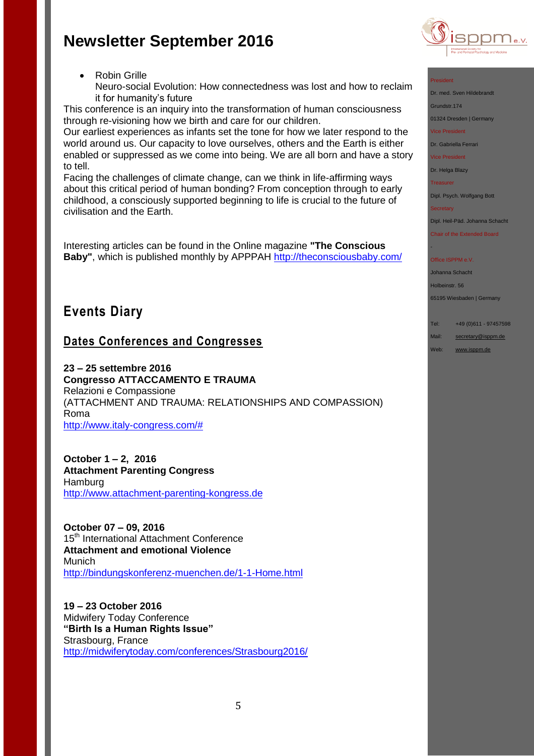# Newsletter September 2016

- Robin Grille
  Neuro-social Evolution: How connectedness was lost and how to reclaim it for humanity's future

This conference is an inquiry into the transformation of human consciousness through re-visioning how we birth and care for our children.
Our earliest experiences as infants set the tone for how we later respond to the world around us. Our capacity to love ourselves, others and the Earth is either enabled or suppressed as we come into being. We are all born and have a story to tell.
Facing the challenges of climate change, can we think in life-affirming ways about this critical period of human bonding? From conception through to early childhood, a consciously supported beginning to life is crucial to the future of civilisation and the Earth.

Interesting articles can be found in the Online magazine **"The Conscious Baby"**, which is published monthly by APPPAH http://theconsciousbaby.com/

## Events Diary

### Dates Conferences and Congresses

**23 – 25 settembre 2016**
**Congresso ATTACCAMENTO E TRAUMA**
Relazioni e Compassione
(ATTACHMENT AND TRAUMA: RELATIONSHIPS AND COMPASSION)
Roma
http://www.italy-congress.com/#

**October 1 – 2, 2016**
**Attachment Parenting Congress**
Hamburg
http://www.attachment-parenting-kongress.de

**October 07 – 09, 2016**
15th International Attachment Conference
**Attachment and emotional Violence**
Munich
http://bindungskonferenz-muenchen.de/1-1-Home.html

**19 – 23 October 2016**
Midwifery Today Conference
**"Birth Is a Human Rights Issue"**
Strasbourg, France
http://midwiferytoday.com/conferences/Strasbourg2016/

President
Dr. med. Sven Hildebrandt
Grundstr.174
01324 Dresden | Germany
Vice President
Dr. Gabriella Ferrari
Vice President
Dr. Helga Blazy
Treasurer
Dipl. Psych. Wolfgang Bott
Secretary
Dipl. Heil-Päd. Johanna Schacht
Chair of the Extended Board
-
Office ISPPM e.V.
Johanna Schacht
Holbeinstr. 56
65195 Wiesbaden | Germany

Tel: +49 (0)611 - 97457598
Mail: secretary@isppm.de
Web: www.isppm.de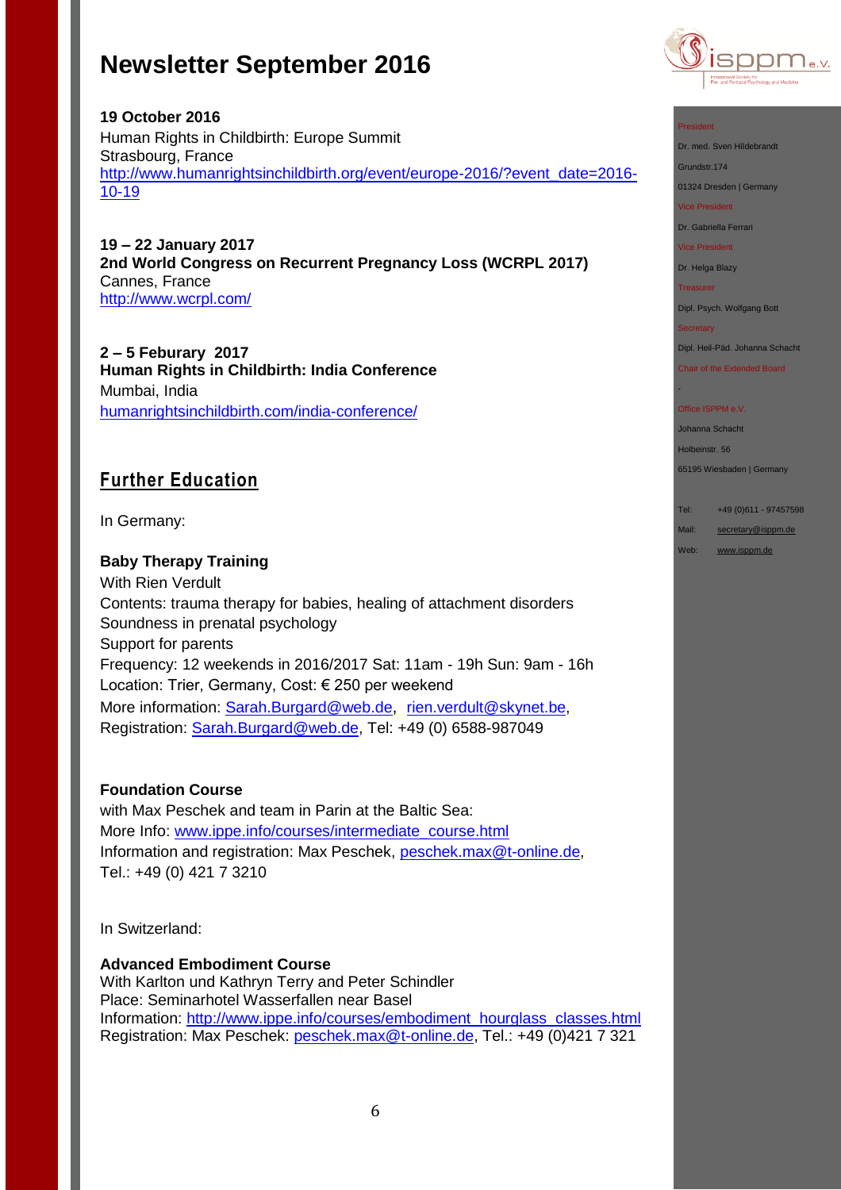# Newsletter September 2016

**19 October 2016**
Human Rights in Childbirth: Europe Summit
Strasbourg, France
http://www.humanrightsinchildbirth.org/event/europe-2016/?event_date=2016-10-19

**19 – 22 January 2017**
**2nd World Congress on Recurrent Pregnancy Loss (WCRPL 2017)**
Cannes, France
http://www.wcrpl.com/

**2 – 5 Feburary 2017**
**Human Rights in Childbirth: India Conference**
Mumbai, India
humanrightsinchildbirth.com/india-conference/

## Further Education

In Germany:

**Baby Therapy Training**
With Rien Verdult
Contents: trauma therapy for babies, healing of attachment disorders
Soundness in prenatal psychology
Support for parents
Frequency: 12 weekends in 2016/2017 Sat: 11am - 19h Sun: 9am - 16h
Location: Trier, Germany, Cost: € 250 per weekend
More information: Sarah.Burgard@web.de, rien.verdult@skynet.be,
Registration: Sarah.Burgard@web.de, Tel: +49 (0) 6588-987049

**Foundation Course**
with Max Peschek and team in Parin at the Baltic Sea:
More Info: www.ippe.info/courses/intermediate_course.html
Information and registration: Max Peschek, peschek.max@t-online.de,
Tel.: +49 (0) 421 7 3210

In Switzerland:

**Advanced Embodiment Course**
With Karlton und Kathryn Terry and Peter Schindler
Place: Seminarhotel Wasserfallen near Basel
Information: http://www.ippe.info/courses/embodiment_hourglass_classes.html
Registration: Max Peschek: peschek.max@t-online.de, Tel.: +49 (0)421 7 321

---

President
Dr. med. Sven Hildebrandt
Grundstr.174
01324 Dresden | Germany

Vice President
Dr. Gabriella Ferrari

Vice President
Dr. Helga Blazy

Treasurer
Dipl. Psych. Wolfgang Bott

Secretary
Dipl. Heil-Päd. Johanna Schacht

Chair of the Extended Board
-

Office ISPPM e.V.
Johanna Schacht
Holbeinstr. 56
65195 Wiesbaden | Germany

Tel: +49 (0)611 - 97457598
Mail: secretary@isppm.de
Web: www.isppm.de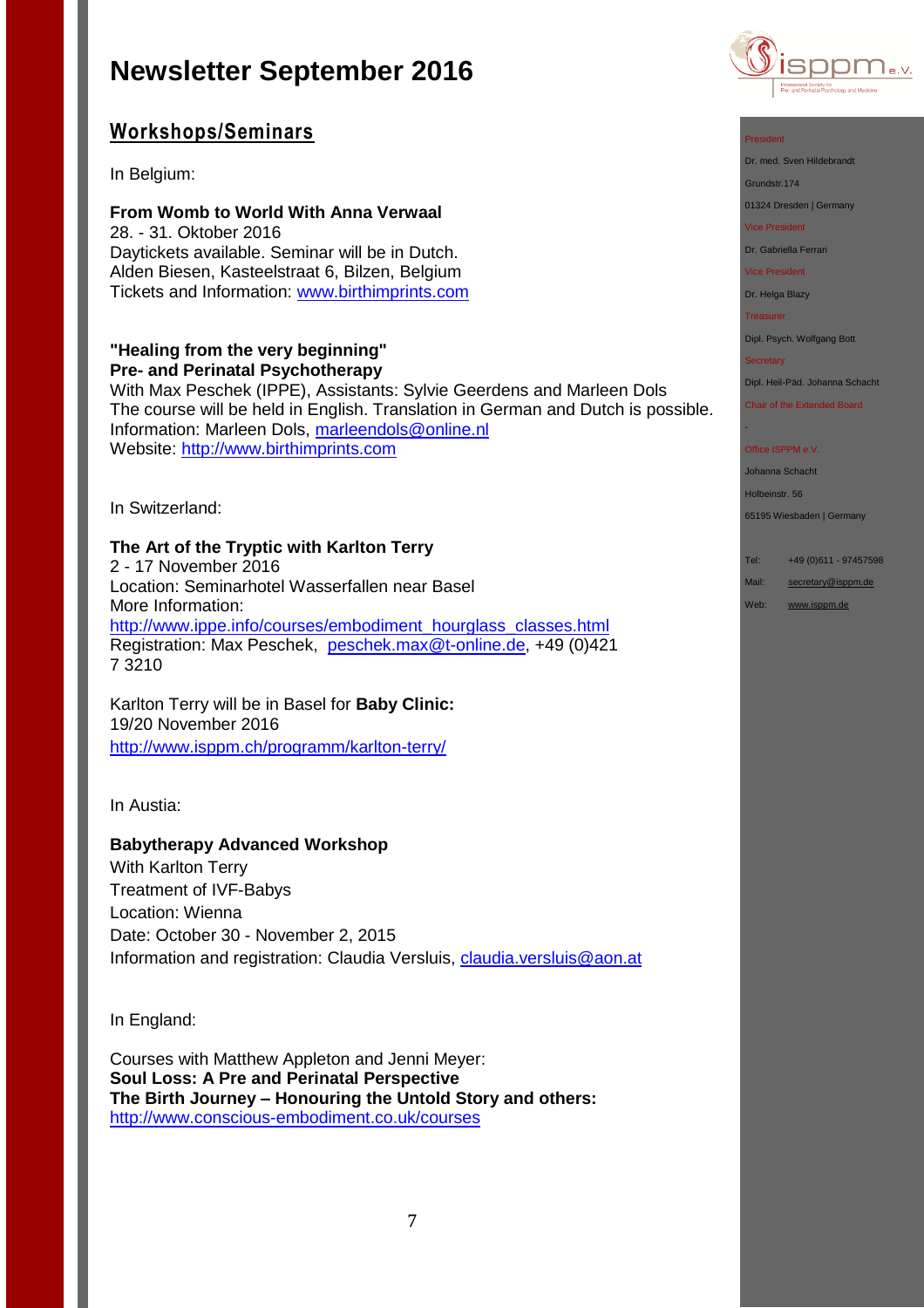# Newsletter September 2016

## Workshops/Seminars

In Belgium:

**From Womb to World With Anna Verwaal**
28. - 31. Oktober 2016
Daytickets available. Seminar will be in Dutch.
Alden Biesen, Kasteelstraat 6, Bilzen, Belgium
Tickets and Information: www.birthimprints.com

**"Healing from the very beginning"**
**Pre- and Perinatal Psychotherapy**
With Max Peschek (IPPE), Assistants: Sylvie Geerdens and Marleen Dols
The course will be held in English. Translation in German and Dutch is possible.
Information: Marleen Dols, marleendols@online.nl
Website: http://www.birthimprints.com

In Switzerland:

**The Art of the Tryptic with Karlton Terry**
2 - 17 November 2016
Location: Seminarhotel Wasserfallen near Basel
More Information:
http://www.ippe.info/courses/embodiment_hourglass_classes.html
Registration: Max Peschek, peschek.max@t-online.de, +49 (0)421 7 3210

Karlton Terry will be in Basel for **Baby Clinic:**
19/20 November 2016
http://www.isppm.ch/programm/karlton-terry/

In Austia:

**Babytherapy Advanced Workshop**
With Karlton Terry
Treatment of IVF-Babys
Location: Wienna
Date: October 30 - November 2, 2015
Information and registration: Claudia Versluis, claudia.versluis@aon.at

In England:

Courses with Matthew Appleton and Jenni Meyer:
**Soul Loss: A Pre and Perinatal Perspective**
**The Birth Journey – Honouring the Untold Story and others:**
http://www.conscious-embodiment.co.uk/courses

President
Dr. med. Sven Hildebrandt
Grundstr.174
01324 Dresden | Germany
Vice President
Dr. Gabriella Ferrari
Vice President
Dr. Helga Blazy
Treasurer
Dipl. Psych. Wolfgang Bott
Secretary
Dipl. Heil-Päd. Johanna Schacht
Chair of the Extended Board
-
Office ISPPM e.V.
Johanna Schacht
Holbeinstr. 56
65195 Wiesbaden | Germany

Tel: +49 (0)611 - 97457598
Mail: secretary@isppm.de
Web: www.isppm.de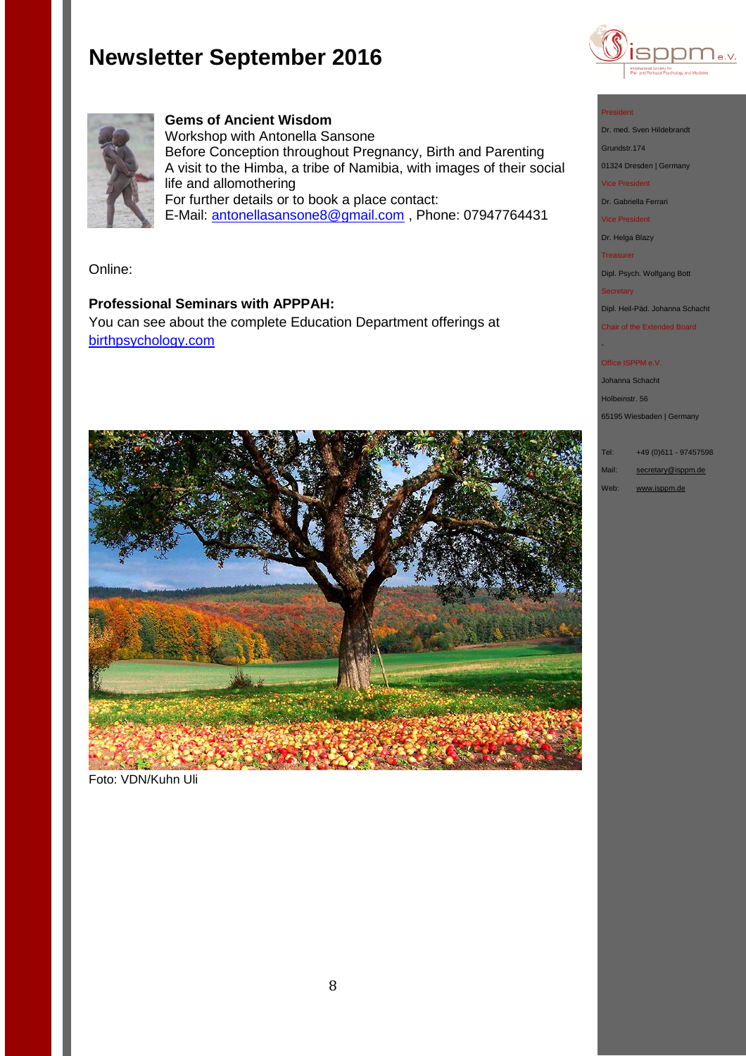# Newsletter September 2016

**Gems of Ancient Wisdom**
Workshop with Antonella Sansone
Before Conception throughout Pregnancy, Birth and Parenting
A visit to the Himba, a tribe of Namibia, with images of their social life and allomothering
For further details or to book a place contact:
E-Mail: antonellasansone8@gmail.com , Phone: 07947764431

Online:

**Professional Seminars with APPPAH:**
You can see about the complete Education Department offerings at birthpsychology.com

Foto: VDN/Kuhn Uli

President
Dr. med. Sven Hildebrandt
Grundstr.174
01324 Dresden | Germany

Vice President
Dr. Gabriella Ferrari

Vice President
Dr. Helga Blazy

Treasurer
Dipl. Psych. Wolfgang Bott

Secretary
Dipl. Heil-Päd. Johanna Schacht

Chair of the Extended Board
-

Office ISPPM e.V.
Johanna Schacht
Holbeinstr. 56
65195 Wiesbaden | Germany

Tel: +49 (0)611 - 97457598
Mail: secretary@isppm.de
Web: www.isppm.de